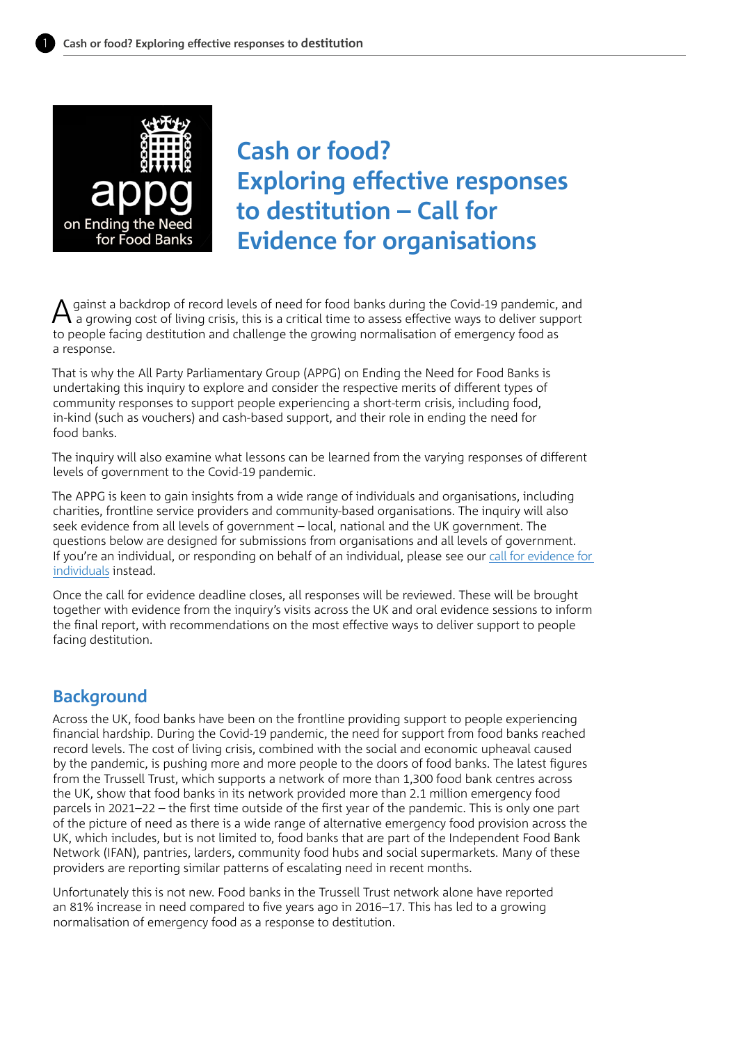appg on Ending the Need for Food Banks

# Cash or food? Exploring effective responses to destitution – Call for Evidence for organisations

Against a backdrop of record levels of need for food banks during the Covid-19 pandemic, and a growing cost of living crisis, this is a critical time to assess effective ways to deliver support to people facing destitution and challenge the growing normalisation of emergency food as a response.

That is why the All Party Parliamentary Group (APPG) on Ending the Need for Food Banks is undertaking this inquiry to explore and consider the respective merits of different types of community responses to support people experiencing a short-term crisis, including food, in-kind (such as vouchers) and cash-based support, and their role in ending the need for food banks.

The inquiry will also examine what lessons can be learned from the varying responses of different levels of government to the Covid-19 pandemic.

The APPG is keen to gain insights from a wide range of individuals and organisations, including charities, frontline service providers and community-based organisations. The inquiry will also seek evidence from all levels of government – local, national and the UK government. The questions below are designed for submissions from organisations and all levels of government. If you're an individual, or responding on behalf of an individual, please see our call for evidence for individuals instead.

Once the call for evidence deadline closes, all responses will be reviewed. These will be brought together with evidence from the inquiry's visits across the UK and oral evidence sessions to inform the final report, with recommendations on the most effective ways to deliver support to people facing destitution.

## Background

Across the UK, food banks have been on the frontline providing support to people experiencing financial hardship. During the Covid-19 pandemic, the need for support from food banks reached record levels. The cost of living crisis, combined with the social and economic upheaval caused by the pandemic, is pushing more and more people to the doors of food banks. The latest figures from the Trussell Trust, which supports a network of more than 1,300 food bank centres across the UK, show that food banks in its network provided more than 2.1 million emergency food parcels in 2021–22 – the first time outside of the first year of the pandemic. This is only one part of the picture of need as there is a wide range of alternative emergency food provision across the UK, which includes, but is not limited to, food banks that are part of the Independent Food Bank Network (IFAN), pantries, larders, community food hubs and social supermarkets. Many of these providers are reporting similar patterns of escalating need in recent months.

Unfortunately this is not new. Food banks in the Trussell Trust network alone have reported an 81% increase in need compared to five years ago in 2016–17. This has led to a growing normalisation of emergency food as a response to destitution.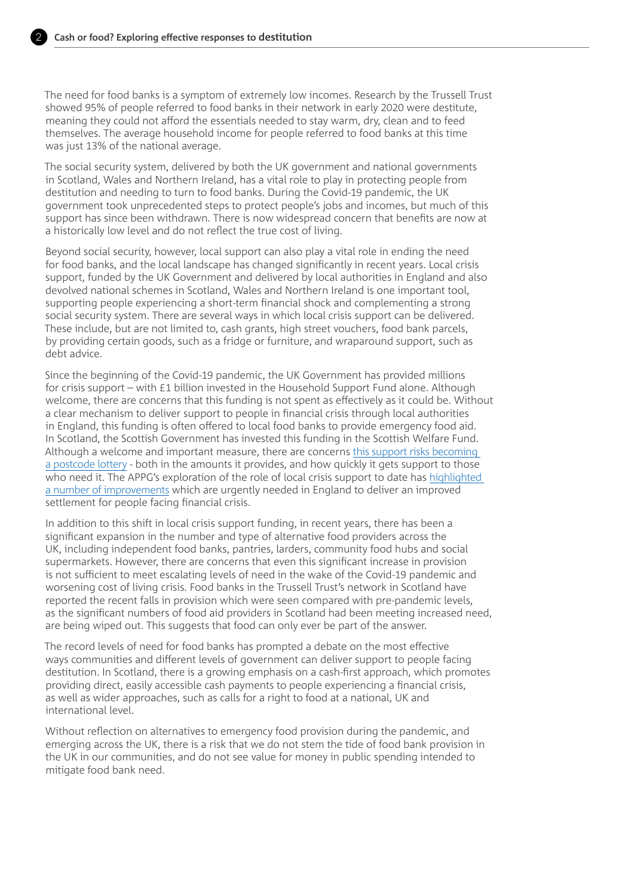The need for food banks is a symptom of extremely low incomes. Research by the Trussell Trust showed 95% of people referred to food banks in their network in early 2020 were destitute, meaning they could not afford the essentials needed to stay warm, dry, clean and to feed themselves. The average household income for people referred to food banks at this time was just 13% of the national average.

The social security system, delivered by both the UK government and national governments in Scotland, Wales and Northern Ireland, has a vital role to play in protecting people from destitution and needing to turn to food banks. During the Covid-19 pandemic, the UK government took unprecedented steps to protect people's jobs and incomes, but much of this support has since been withdrawn. There is now widespread concern that benefits are now at a historically low level and do not reflect the true cost of living.

Beyond social security, however, local support can also play a vital role in ending the need for food banks, and the local landscape has changed significantly in recent years. Local crisis support, funded by the UK Government and delivered by local authorities in England and also devolved national schemes in Scotland, Wales and Northern Ireland is one important tool, supporting people experiencing a short-term financial shock and complementing a strong social security system. There are several ways in which local crisis support can be delivered. These include, but are not limited to, cash grants, high street vouchers, food bank parcels, by providing certain goods, such as a fridge or furniture, and wraparound support, such as debt advice.

Since the beginning of the Covid-19 pandemic, the UK Government has provided millions for crisis support – with £1 billion invested in the Household Support Fund alone. Although welcome, there are concerns that this funding is not spent as effectively as it could be. Without a clear mechanism to deliver support to people in financial crisis through local authorities in England, this funding is often offered to local food banks to provide emergency food aid. In Scotland, the Scottish Government has invested this funding in the Scottish Welfare Fund. Although a welcome and important measure, there are concerns this support risks becoming a postcode lottery - both in the amounts it provides, and how quickly it gets support to those who need it. The APPG's exploration of the role of local crisis support to date has highlighted a number of improvements which are urgently needed in England to deliver an improved settlement for people facing financial crisis.

In addition to this shift in local crisis support funding, in recent years, there has been a significant expansion in the number and type of alternative food providers across the UK, including independent food banks, pantries, larders, community food hubs and social supermarkets. However, there are concerns that even this significant increase in provision is not sufficient to meet escalating levels of need in the wake of the Covid-19 pandemic and worsening cost of living crisis. Food banks in the Trussell Trust's network in Scotland have reported the recent falls in provision which were seen compared with pre-pandemic levels, as the significant numbers of food aid providers in Scotland had been meeting increased need, are being wiped out. This suggests that food can only ever be part of the answer.

The record levels of need for food banks has prompted a debate on the most effective ways communities and different levels of government can deliver support to people facing destitution. In Scotland, there is a growing emphasis on a cash-first approach, which promotes providing direct, easily accessible cash payments to people experiencing a financial crisis, as well as wider approaches, such as calls for a right to food at a national, UK and international level.

Without reflection on alternatives to emergency food provision during the pandemic, and emerging across the UK, there is a risk that we do not stem the tide of food bank provision in the UK in our communities, and do not see value for money in public spending intended to mitigate food bank need.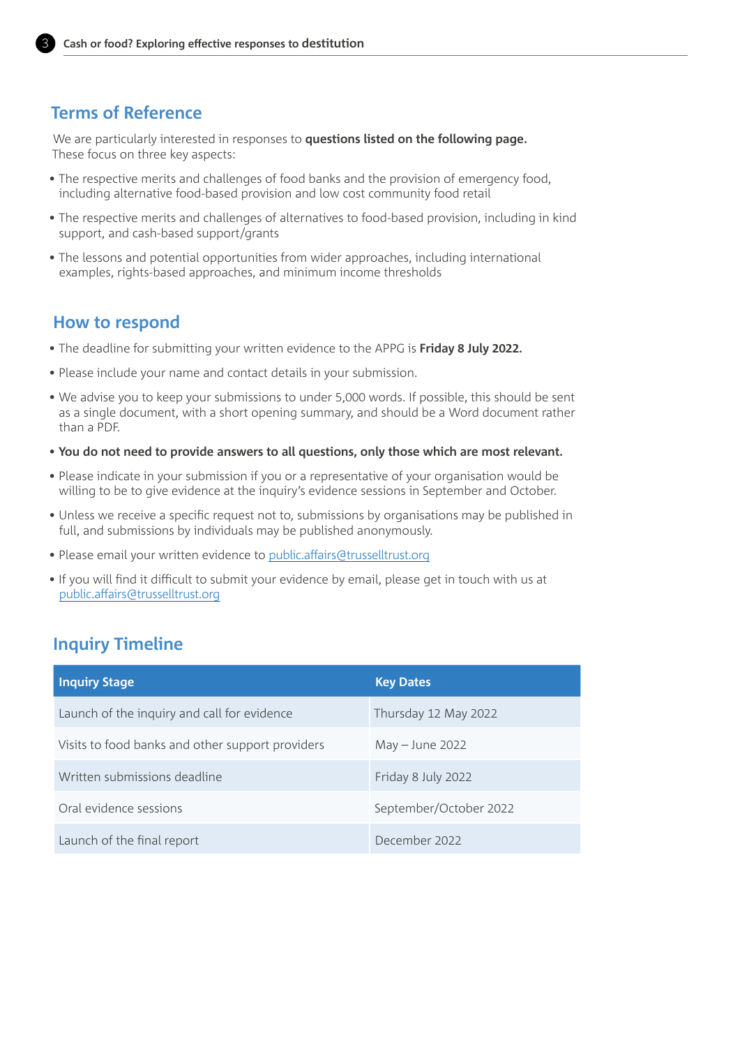## Terms of Reference

We are particularly interested in responses to **questions listed on the following page.** These focus on three key aspects:

- The respective merits and challenges of food banks and the provision of emergency food, including alternative food-based provision and low cost community food retail
- The respective merits and challenges of alternatives to food-based provision, including in kind support, and cash-based support/grants
- The lessons and potential opportunities from wider approaches, including international examples, rights-based approaches, and minimum income thresholds

## How to respond

- The deadline for submitting your written evidence to the APPG is **Friday 8 July 2022.**
- Please include your name and contact details in your submission.
- We advise you to keep your submissions to under 5,000 words. If possible, this should be sent as a single document, with a short opening summary, and should be a Word document rather than a PDF.
- **You do not need to provide answers to all questions, only those which are most relevant.**
- Please indicate in your submission if you or a representative of your organisation would be willing to be to give evidence at the inquiry's evidence sessions in September and October.
- Unless we receive a specific request not to, submissions by organisations may be published in full, and submissions by individuals may be published anonymously.
- Please email your written evidence to public.affairs@trusselltrust.org
- If you will find it difficult to submit your evidence by email, please get in touch with us at public.affairs@trusselltrust.org

## Inquiry Timeline

| Inquiry Stage | Key Dates |
|---|---|
| Launch of the inquiry and call for evidence | Thursday 12 May 2022 |
| Visits to food banks and other support providers | May – June 2022 |
| Written submissions deadline | Friday 8 July 2022 |
| Oral evidence sessions | September/October 2022 |
| Launch of the final report | December 2022 |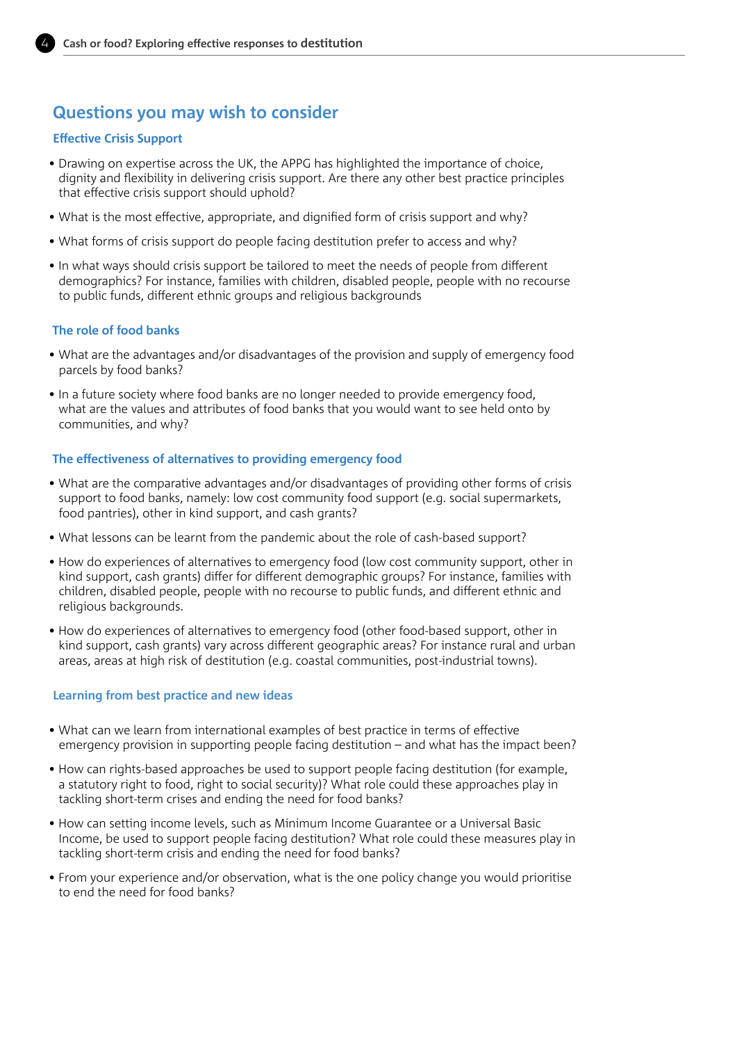## Questions you may wish to consider

### Effective Crisis Support

- Drawing on expertise across the UK, the APPG has highlighted the importance of choice, dignity and flexibility in delivering crisis support. Are there any other best practice principles that effective crisis support should uphold?
- What is the most effective, appropriate, and dignified form of crisis support and why?
- What forms of crisis support do people facing destitution prefer to access and why?
- In what ways should crisis support be tailored to meet the needs of people from different demographics? For instance, families with children, disabled people, people with no recourse to public funds, different ethnic groups and religious backgrounds

### The role of food banks

- What are the advantages and/or disadvantages of the provision and supply of emergency food parcels by food banks?
- In a future society where food banks are no longer needed to provide emergency food, what are the values and attributes of food banks that you would want to see held onto by communities, and why?

### The effectiveness of alternatives to providing emergency food

- What are the comparative advantages and/or disadvantages of providing other forms of crisis support to food banks, namely: low cost community food support (e.g. social supermarkets, food pantries), other in kind support, and cash grants?
- What lessons can be learnt from the pandemic about the role of cash-based support?
- How do experiences of alternatives to emergency food (low cost community support, other in kind support, cash grants) differ for different demographic groups? For instance, families with children, disabled people, people with no recourse to public funds, and different ethnic and religious backgrounds.
- How do experiences of alternatives to emergency food (other food-based support, other in kind support, cash grants) vary across different geographic areas? For instance rural and urban areas, areas at high risk of destitution (e.g. coastal communities, post-industrial towns).

### Learning from best practice and new ideas

- What can we learn from international examples of best practice in terms of effective emergency provision in supporting people facing destitution – and what has the impact been?
- How can rights-based approaches be used to support people facing destitution (for example, a statutory right to food, right to social security)? What role could these approaches play in tackling short-term crises and ending the need for food banks?
- How can setting income levels, such as Minimum Income Guarantee or a Universal Basic Income, be used to support people facing destitution? What role could these measures play in tackling short-term crisis and ending the need for food banks?
- From your experience and/or observation, what is the one policy change you would prioritise to end the need for food banks?